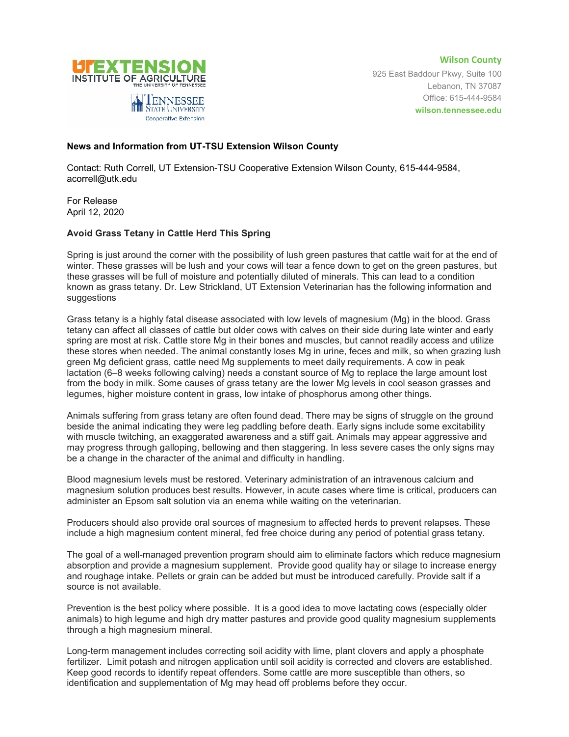**Wilson County**
925 East Baddour Pkwy, Suite 100
Lebanon, TN 37087
Office: 615-444-9584
**wilson.tennessee.edu**

**News and Information from UT-TSU Extension Wilson County**

Contact: Ruth Correll, UT Extension-TSU Cooperative Extension Wilson County, 615-444-9584, acorrell@utk.edu

For Release
April 12, 2020

**Avoid Grass Tetany in Cattle Herd This Spring**

Spring is just around the corner with the possibility of lush green pastures that cattle wait for at the end of winter. These grasses will be lush and your cows will tear a fence down to get on the green pastures, but these grasses will be full of moisture and potentially diluted of minerals. This can lead to a condition known as grass tetany. Dr. Lew Strickland, UT Extension Veterinarian has the following information and suggestions

Grass tetany is a highly fatal disease associated with low levels of magnesium (Mg) in the blood. Grass tetany can affect all classes of cattle but older cows with calves on their side during late winter and early spring are most at risk. Cattle store Mg in their bones and muscles, but cannot readily access and utilize these stores when needed. The animal constantly loses Mg in urine, feces and milk, so when grazing lush green Mg deficient grass, cattle need Mg supplements to meet daily requirements. A cow in peak lactation (6–8 weeks following calving) needs a constant source of Mg to replace the large amount lost from the body in milk. Some causes of grass tetany are the lower Mg levels in cool season grasses and legumes, higher moisture content in grass, low intake of phosphorus among other things.

Animals suffering from grass tetany are often found dead. There may be signs of struggle on the ground beside the animal indicating they were leg paddling before death. Early signs include some excitability with muscle twitching, an exaggerated awareness and a stiff gait. Animals may appear aggressive and may progress through galloping, bellowing and then staggering. In less severe cases the only signs may be a change in the character of the animal and difficulty in handling.

Blood magnesium levels must be restored. Veterinary administration of an intravenous calcium and magnesium solution produces best results. However, in acute cases where time is critical, producers can administer an Epsom salt solution via an enema while waiting on the veterinarian.

Producers should also provide oral sources of magnesium to affected herds to prevent relapses. These include a high magnesium content mineral, fed free choice during any period of potential grass tetany.

The goal of a well-managed prevention program should aim to eliminate factors which reduce magnesium absorption and provide a magnesium supplement. Provide good quality hay or silage to increase energy and roughage intake. Pellets or grain can be added but must be introduced carefully. Provide salt if a source is not available.

Prevention is the best policy where possible. It is a good idea to move lactating cows (especially older animals) to high legume and high dry matter pastures and provide good quality magnesium supplements through a high magnesium mineral.

Long-term management includes correcting soil acidity with lime, plant clovers and apply a phosphate fertilizer. Limit potash and nitrogen application until soil acidity is corrected and clovers are established. Keep good records to identify repeat offenders. Some cattle are more susceptible than others, so identification and supplementation of Mg may head off problems before they occur.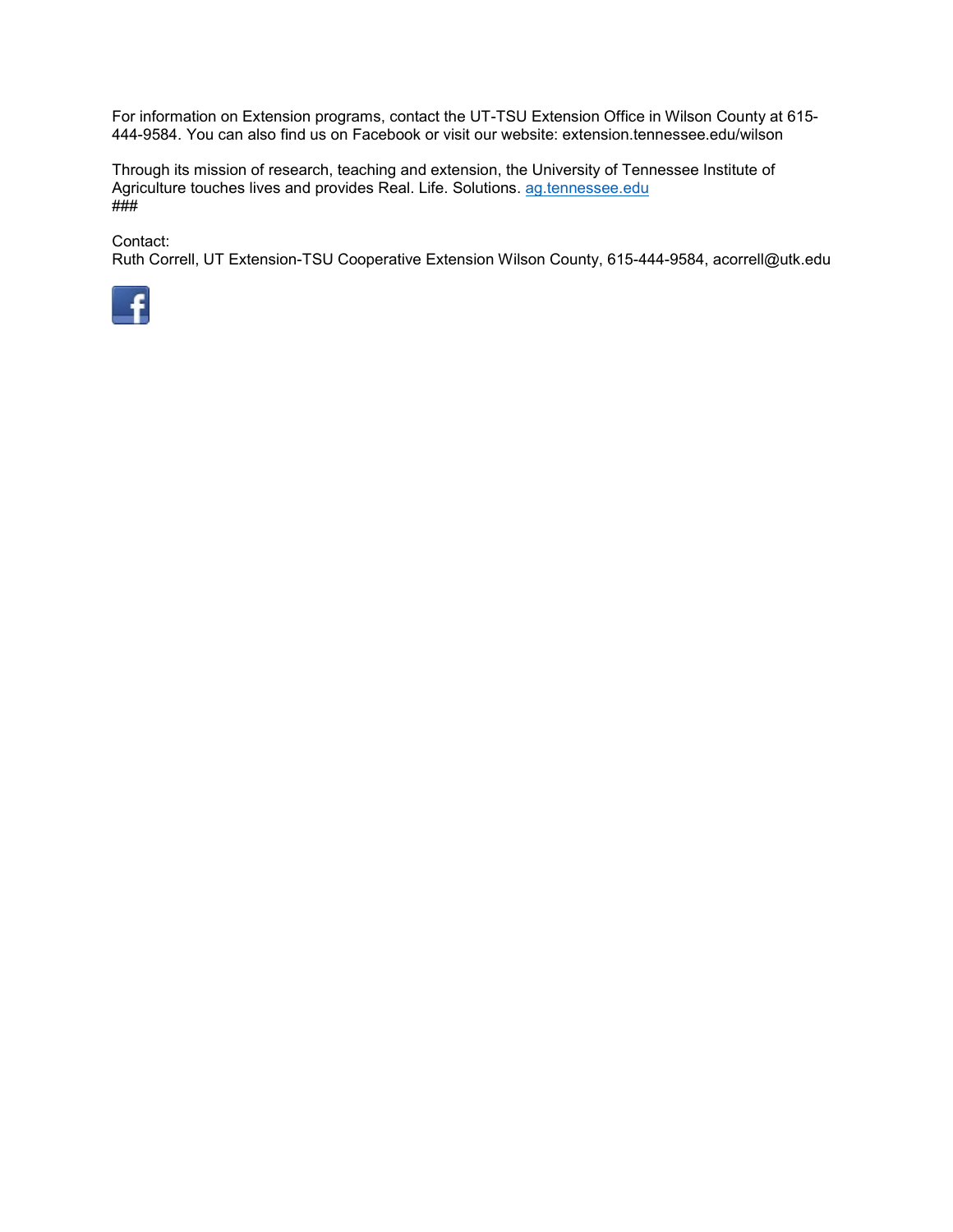For information on Extension programs, contact the UT-TSU Extension Office in Wilson County at 615-444-9584. You can also find us on Facebook or visit our website: extension.tennessee.edu/wilson

Through its mission of research, teaching and extension, the University of Tennessee Institute of Agriculture touches lives and provides Real. Life. Solutions. ag.tennessee.edu
###

Contact:
Ruth Correll, UT Extension-TSU Cooperative Extension Wilson County, 615-444-9584, acorrell@utk.edu